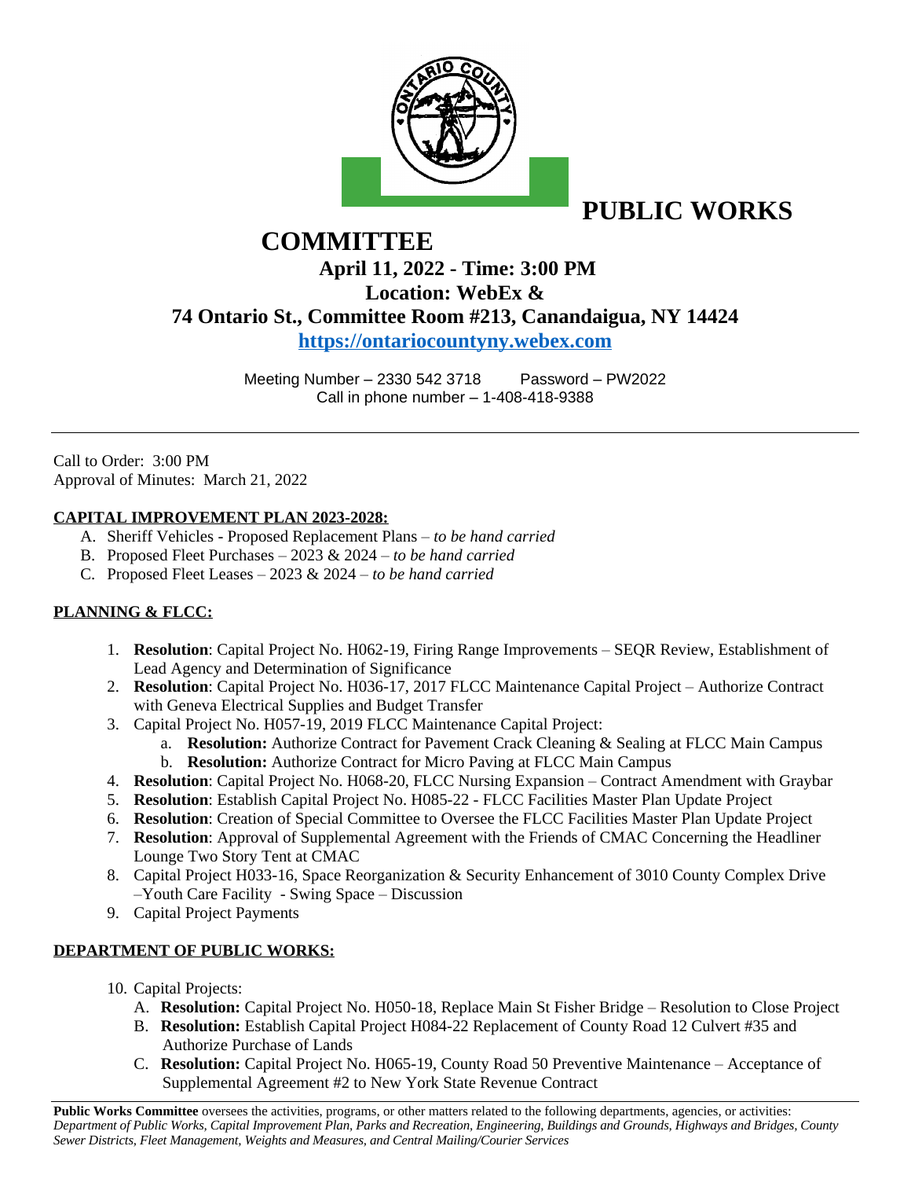# PUBLIC WORKS COMMITTEE

**April 11, 2022 - Time: 3:00 PM**
**Location: WebEx &**
**74 Ontario St., Committee Room #213, Canandaigua, NY 14424**
**https://ontariocountyny.webex.com**

Meeting Number – 2330 542 3718  Password – PW2022
Call in phone number – 1-408-418-9388

---

Call to Order: 3:00 PM
Approval of Minutes: March 21, 2022

**CAPITAL IMPROVEMENT PLAN 2023-2028:**

A. Sheriff Vehicles - Proposed Replacement Plans – *to be hand carried*
B. Proposed Fleet Purchases – 2023 & 2024 – *to be hand carried*
C. Proposed Fleet Leases – 2023 & 2024 – *to be hand carried*

**PLANNING & FLCC:**

1. **Resolution**: Capital Project No. H062-19, Firing Range Improvements – SEQR Review, Establishment of Lead Agency and Determination of Significance
2. **Resolution**: Capital Project No. H036-17, 2017 FLCC Maintenance Capital Project – Authorize Contract with Geneva Electrical Supplies and Budget Transfer
3. Capital Project No. H057-19, 2019 FLCC Maintenance Capital Project:
   a. **Resolution:** Authorize Contract for Pavement Crack Cleaning & Sealing at FLCC Main Campus
   b. **Resolution:** Authorize Contract for Micro Paving at FLCC Main Campus
4. **Resolution**: Capital Project No. H068-20, FLCC Nursing Expansion – Contract Amendment with Graybar
5. **Resolution**: Establish Capital Project No. H085-22 - FLCC Facilities Master Plan Update Project
6. **Resolution**: Creation of Special Committee to Oversee the FLCC Facilities Master Plan Update Project
7. **Resolution**: Approval of Supplemental Agreement with the Friends of CMAC Concerning the Headliner Lounge Two Story Tent at CMAC
8. Capital Project H033-16, Space Reorganization & Security Enhancement of 3010 County Complex Drive –Youth Care Facility - Swing Space – Discussion
9. Capital Project Payments

**DEPARTMENT OF PUBLIC WORKS:**

10. Capital Projects:
    A. **Resolution:** Capital Project No. H050-18, Replace Main St Fisher Bridge – Resolution to Close Project
    B. **Resolution:** Establish Capital Project H084-22 Replacement of County Road 12 Culvert #35 and Authorize Purchase of Lands
    C. **Resolution:** Capital Project No. H065-19, County Road 50 Preventive Maintenance – Acceptance of Supplemental Agreement #2 to New York State Revenue Contract

---

**Public Works Committee** oversees the activities, programs, or other matters related to the following departments, agencies, or activities: *Department of Public Works, Capital Improvement Plan, Parks and Recreation, Engineering, Buildings and Grounds, Highways and Bridges, County Sewer Districts, Fleet Management, Weights and Measures, and Central Mailing/Courier Services*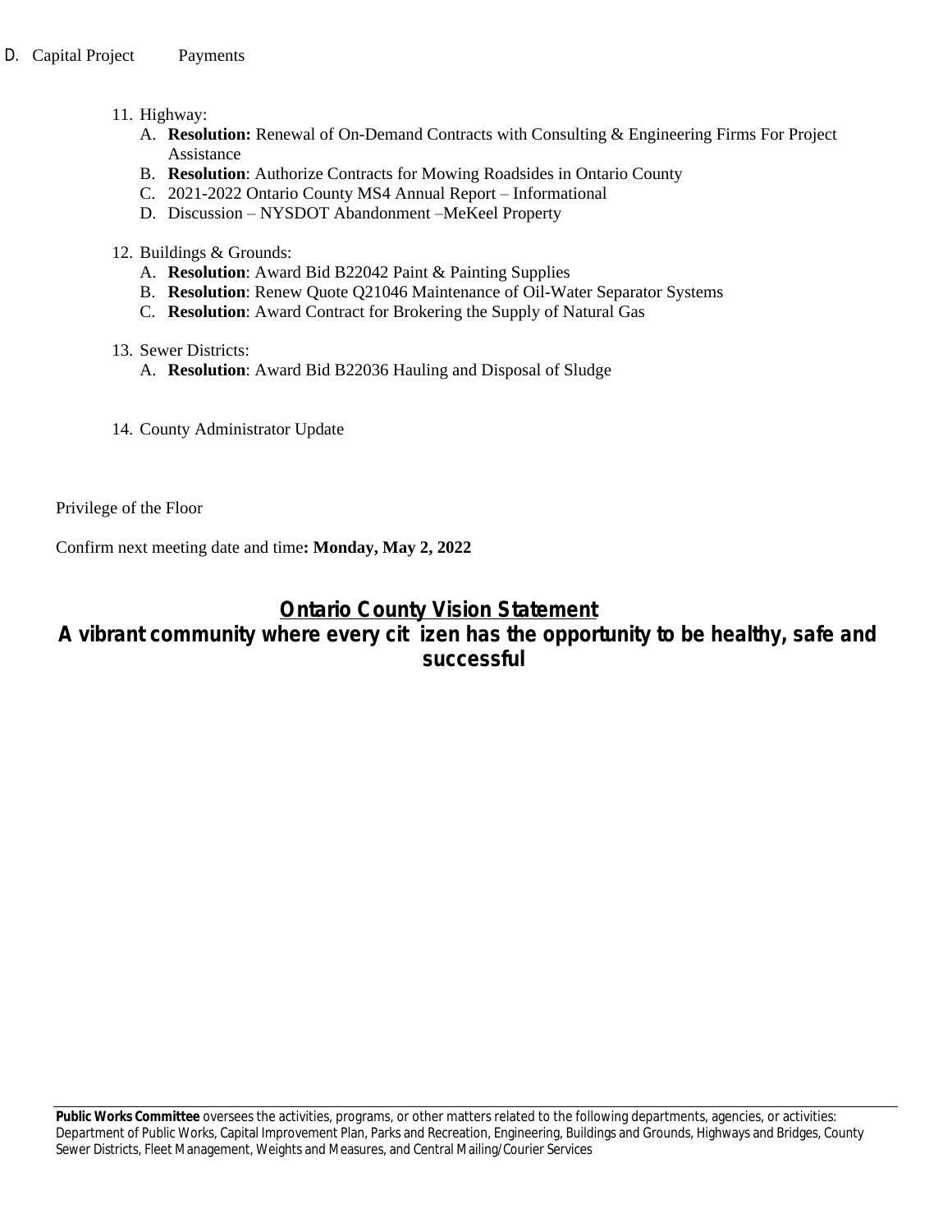D. Capital Project Payments

11. Highway:
    A. **Resolution:** Renewal of On-Demand Contracts with Consulting & Engineering Firms For Project Assistance
    B. **Resolution**: Authorize Contracts for Mowing Roadsides in Ontario County
    C. 2021-2022 Ontario County MS4 Annual Report – Informational
    D. Discussion – NYSDOT Abandonment –MeKeel Property

12. Buildings & Grounds:
    A. **Resolution**: Award Bid B22042 Paint & Painting Supplies
    B. **Resolution**: Renew Quote Q21046 Maintenance of Oil-Water Separator Systems
    C. **Resolution**: Award Contract for Brokering the Supply of Natural Gas

13. Sewer Districts:
    A. **Resolution**: Award Bid B22036 Hauling and Disposal of Sludge

14. County Administrator Update

Privilege of the Floor

Confirm next meeting date and time**: Monday, May 2, 2022**

## Ontario County Vision Statement

**A vibrant community where every citizen has the opportunity to be healthy, safe and successful**

**Public Works Committee** oversees the activities, programs, or other matters related to the following departments, agencies, or activities: Department of Public Works, Capital Improvement Plan, Parks and Recreation, Engineering, Buildings and Grounds, Highways and Bridges, County Sewer Districts, Fleet Management, Weights and Measures, and Central Mailing/Courier Services